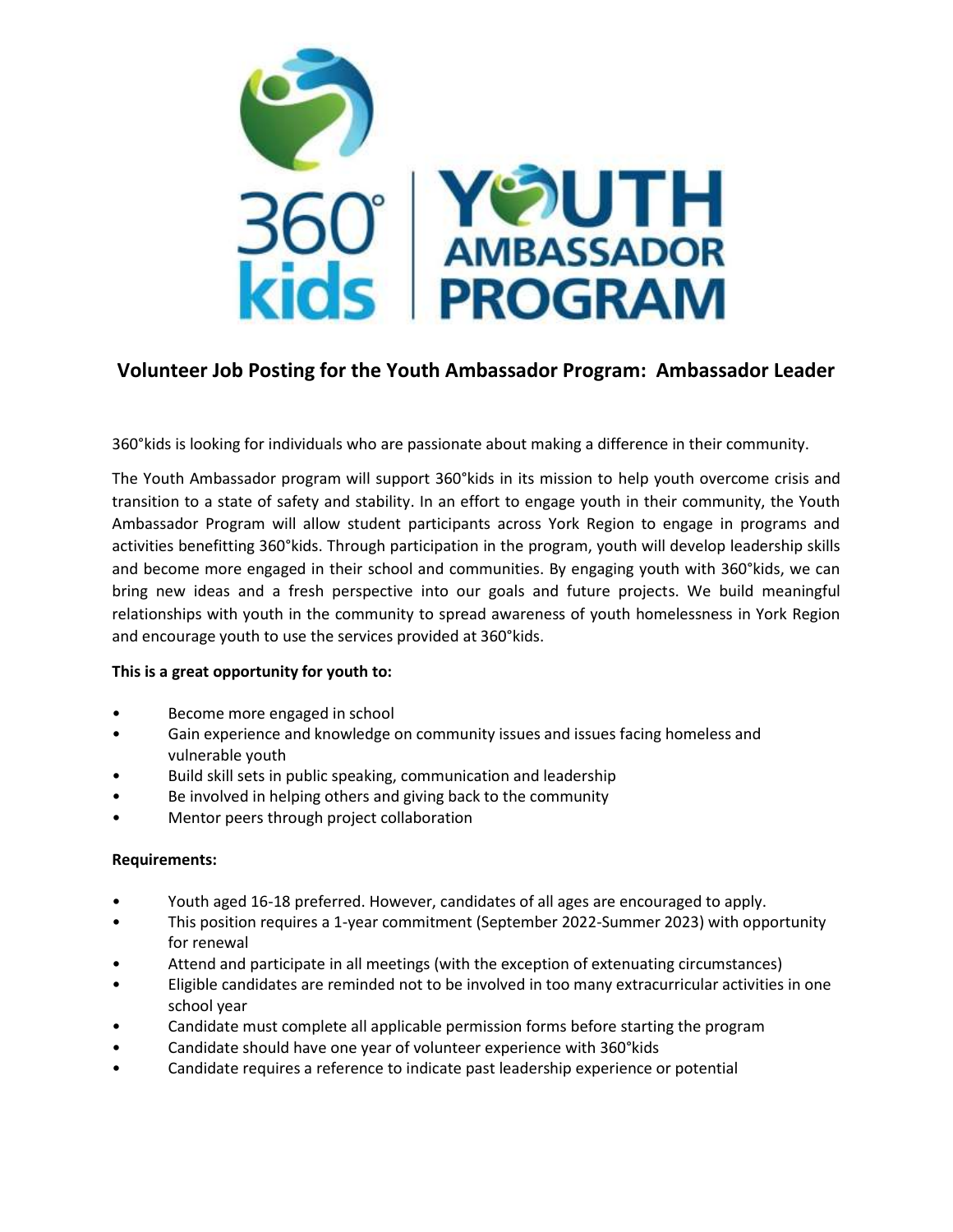# Volunteer Job Posting for the Youth Ambassador Program: Ambassador Leader

360°kids is looking for individuals who are passionate about making a difference in their community.

The Youth Ambassador program will support 360°kids in its mission to help youth overcome crisis and transition to a state of safety and stability. In an effort to engage youth in their community, the Youth Ambassador Program will allow student participants across York Region to engage in programs and activities benefitting 360°kids. Through participation in the program, youth will develop leadership skills and become more engaged in their school and communities. By engaging youth with 360°kids, we can bring new ideas and a fresh perspective into our goals and future projects. We build meaningful relationships with youth in the community to spread awareness of youth homelessness in York Region and encourage youth to use the services provided at 360°kids.

**This is a great opportunity for youth to:**

- Become more engaged in school
- Gain experience and knowledge on community issues and issues facing homeless and vulnerable youth
- Build skill sets in public speaking, communication and leadership
- Be involved in helping others and giving back to the community
- Mentor peers through project collaboration

**Requirements:**

- Youth aged 16-18 preferred. However, candidates of all ages are encouraged to apply.
- This position requires a 1-year commitment (September 2022-Summer 2023) with opportunity for renewal
- Attend and participate in all meetings (with the exception of extenuating circumstances)
- Eligible candidates are reminded not to be involved in too many extracurricular activities in one school year
- Candidate must complete all applicable permission forms before starting the program
- Candidate should have one year of volunteer experience with 360°kids
- Candidate requires a reference to indicate past leadership experience or potential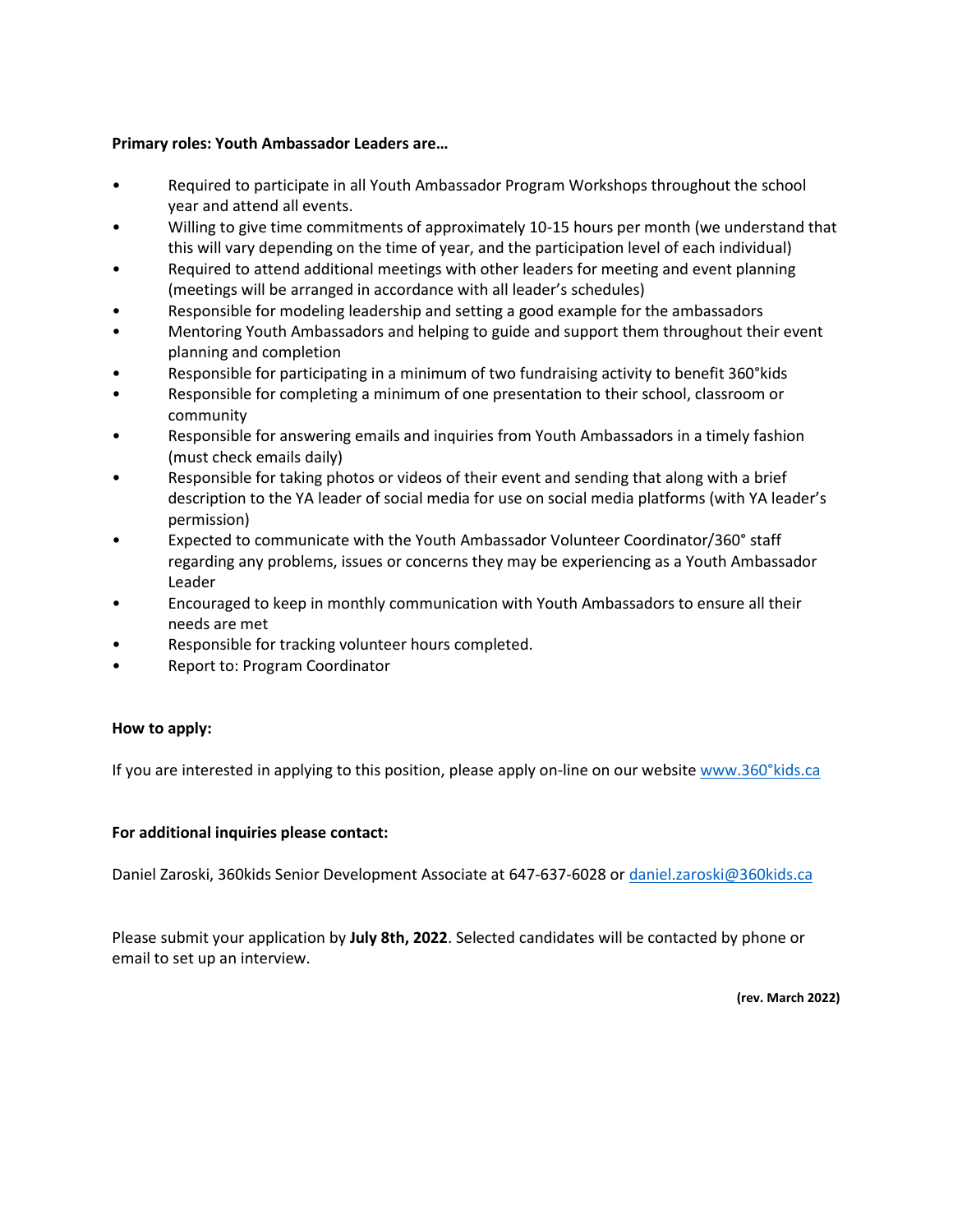**Primary roles: Youth Ambassador Leaders are…**

- Required to participate in all Youth Ambassador Program Workshops throughout the school year and attend all events.
- Willing to give time commitments of approximately 10-15 hours per month (we understand that this will vary depending on the time of year, and the participation level of each individual)
- Required to attend additional meetings with other leaders for meeting and event planning (meetings will be arranged in accordance with all leader's schedules)
- Responsible for modeling leadership and setting a good example for the ambassadors
- Mentoring Youth Ambassadors and helping to guide and support them throughout their event planning and completion
- Responsible for participating in a minimum of two fundraising activity to benefit 360°kids
- Responsible for completing a minimum of one presentation to their school, classroom or community
- Responsible for answering emails and inquiries from Youth Ambassadors in a timely fashion (must check emails daily)
- Responsible for taking photos or videos of their event and sending that along with a brief description to the YA leader of social media for use on social media platforms (with YA leader's permission)
- Expected to communicate with the Youth Ambassador Volunteer Coordinator/360° staff regarding any problems, issues or concerns they may be experiencing as a Youth Ambassador Leader
- Encouraged to keep in monthly communication with Youth Ambassadors to ensure all their needs are met
- Responsible for tracking volunteer hours completed.
- Report to: Program Coordinator

**How to apply:**

If you are interested in applying to this position, please apply on-line on our website [www.360°kids.ca](www.360°kids.ca)

**For additional inquiries please contact:**

Daniel Zaroski, 360kids Senior Development Associate at 647-637-6028 or [daniel.zaroski@360kids.ca](mailto:daniel.zaroski@360kids.ca)

Please submit your application by **July 8th, 2022**. Selected candidates will be contacted by phone or email to set up an interview.

**(rev. March 2022)**